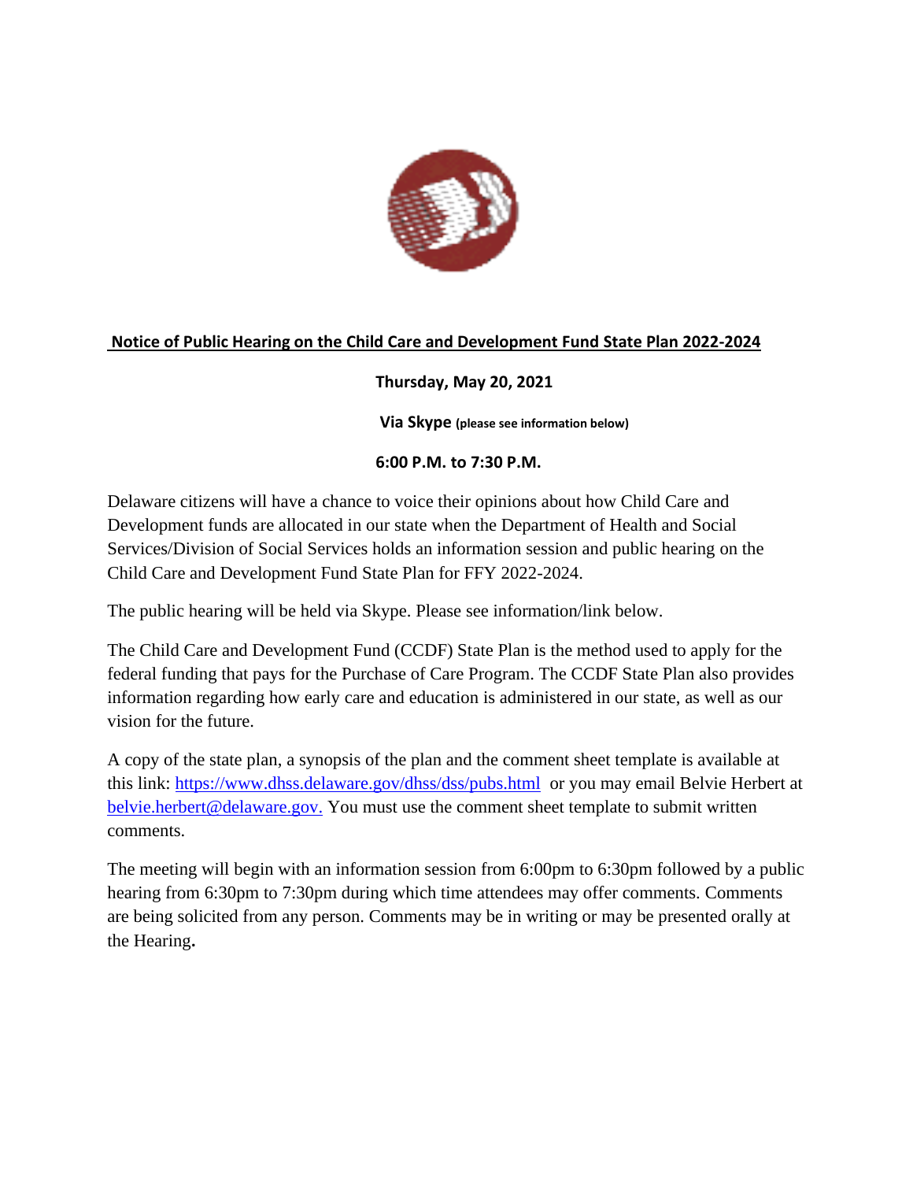# Notice of Public Hearing on the Child Care and Development Fund State Plan 2022-2024

**Thursday, May 20, 2021**

**Via Skype (please see information below)**

**6:00 P.M. to 7:30 P.M.**

Delaware citizens will have a chance to voice their opinions about how Child Care and Development funds are allocated in our state when the Department of Health and Social Services/Division of Social Services holds an information session and public hearing on the Child Care and Development Fund State Plan for FFY 2022-2024.

The public hearing will be held via Skype. Please see information/link below.

The Child Care and Development Fund (CCDF) State Plan is the method used to apply for the federal funding that pays for the Purchase of Care Program. The CCDF State Plan also provides information regarding how early care and education is administered in our state, as well as our vision for the future.

A copy of the state plan, a synopsis of the plan and the comment sheet template is available at this link: https://www.dhss.delaware.gov/dhss/dss/pubs.html or you may email Belvie Herbert at belvie.herbert@delaware.gov. You must use the comment sheet template to submit written comments.

The meeting will begin with an information session from 6:00pm to 6:30pm followed by a public hearing from 6:30pm to 7:30pm during which time attendees may offer comments. Comments are being solicited from any person. Comments may be in writing or may be presented orally at the Hearing.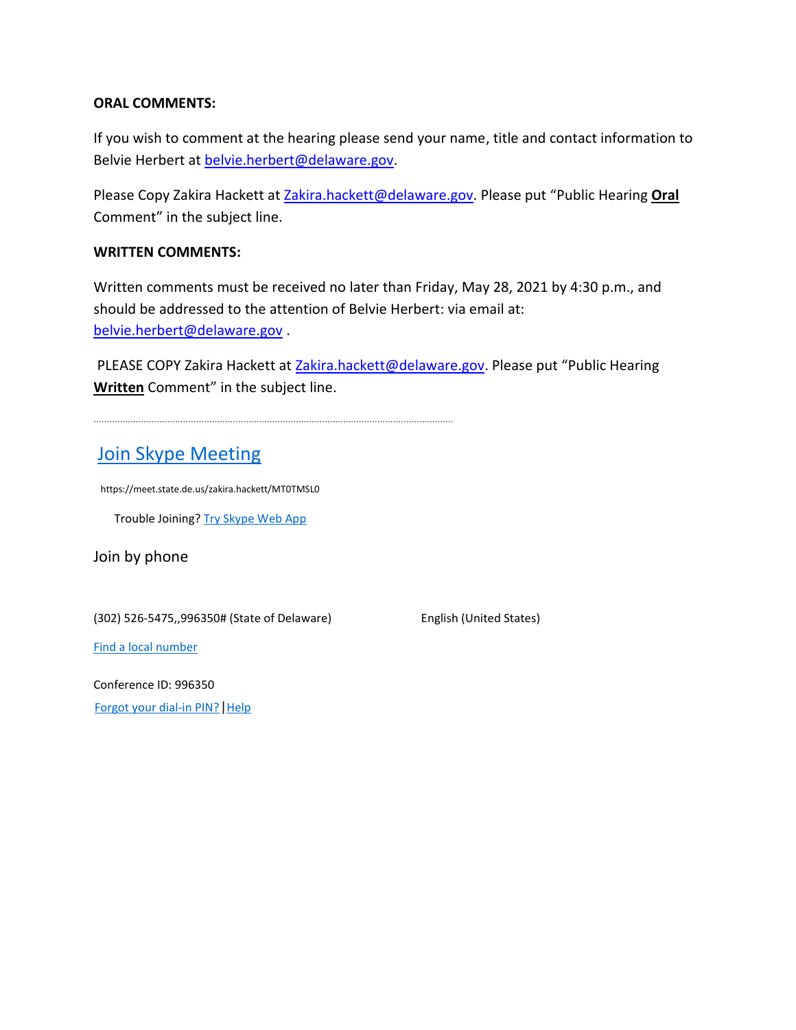**ORAL COMMENTS:**

If you wish to comment at the hearing please send your name, title and contact information to Belvie Herbert at belvie.herbert@delaware.gov.

Please Copy Zakira Hackett at Zakira.hackett@delaware.gov. Please put "Public Hearing **Oral** Comment" in the subject line.

**WRITTEN COMMENTS:**

Written comments must be received no later than Friday, May 28, 2021 by 4:30 p.m., and should be addressed to the attention of Belvie Herbert: via email at: belvie.herbert@delaware.gov .

PLEASE COPY Zakira Hackett at Zakira.hackett@delaware.gov. Please put "Public Hearing **Written** Comment" in the subject line.

---

## Join Skype Meeting

https://meet.state.de.us/zakira.hackett/MT0TMSL0

Trouble Joining? Try Skype Web App

Join by phone

(302) 526-5475,,996350# (State of Delaware) English (United States)

Find a local number

Conference ID: 996350

Forgot your dial-in PIN? | Help